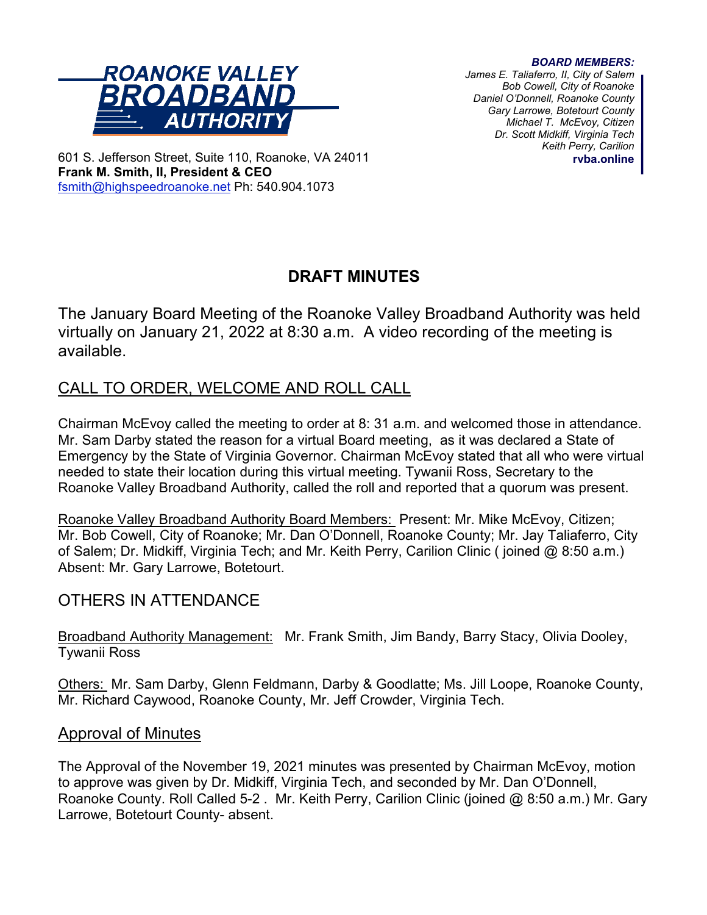**ROANOKE VALLEY BROADBAND AUTHORITY**

601 S. Jefferson Street, Suite 110, Roanoke, VA 24011
**Frank M. Smith, II, President & CEO**
fsmith@highspeedroanoke.net Ph: 540.904.1073

***BOARD MEMBERS:***
*James E. Taliaferro, II, City of Salem*
*Bob Cowell, City of Roanoke*
*Daniel O'Donnell, Roanoke County*
*Gary Larrowe, Botetourt County*
*Michael T. McEvoy, Citizen*
*Dr. Scott Midkiff, Virginia Tech*
*Keith Perry, Carilion*
**rvba.online**

# DRAFT MINUTES

The January Board Meeting of the Roanoke Valley Broadband Authority was held virtually on January 21, 2022 at 8:30 a.m. A video recording of the meeting is available.

## CALL TO ORDER, WELCOME AND ROLL CALL

Chairman McEvoy called the meeting to order at 8: 31 a.m. and welcomed those in attendance. Mr. Sam Darby stated the reason for a virtual Board meeting, as it was declared a State of Emergency by the State of Virginia Governor. Chairman McEvoy stated that all who were virtual needed to state their location during this virtual meeting. Tywanii Ross, Secretary to the Roanoke Valley Broadband Authority, called the roll and reported that a quorum was present.

Roanoke Valley Broadband Authority Board Members: Present: Mr. Mike McEvoy, Citizen; Mr. Bob Cowell, City of Roanoke; Mr. Dan O'Donnell, Roanoke County; Mr. Jay Taliaferro, City of Salem; Dr. Midkiff, Virginia Tech; and Mr. Keith Perry, Carilion Clinic ( joined @ 8:50 a.m.) Absent: Mr. Gary Larrowe, Botetourt.

## OTHERS IN ATTENDANCE

Broadband Authority Management: Mr. Frank Smith, Jim Bandy, Barry Stacy, Olivia Dooley, Tywanii Ross

Others: Mr. Sam Darby, Glenn Feldmann, Darby & Goodlatte; Ms. Jill Loope, Roanoke County, Mr. Richard Caywood, Roanoke County, Mr. Jeff Crowder, Virginia Tech.

## Approval of Minutes

The Approval of the November 19, 2021 minutes was presented by Chairman McEvoy, motion to approve was given by Dr. Midkiff, Virginia Tech, and seconded by Mr. Dan O'Donnell, Roanoke County. Roll Called 5-2 . Mr. Keith Perry, Carilion Clinic (joined @ 8:50 a.m.) Mr. Gary Larrowe, Botetourt County- absent.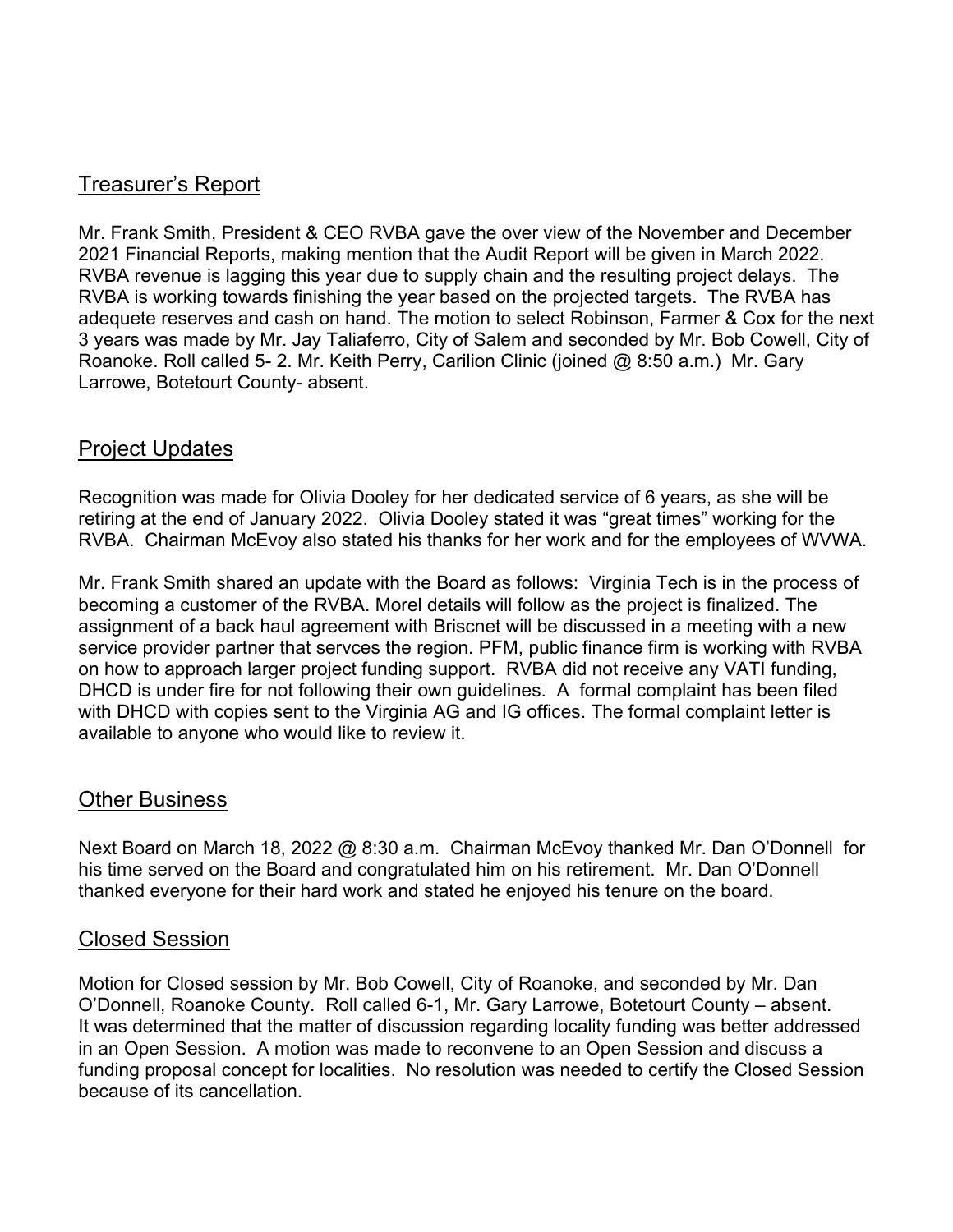## Treasurer's Report

Mr. Frank Smith, President & CEO RVBA gave the over view of the November and December 2021 Financial Reports, making mention that the Audit Report will be given in March 2022. RVBA revenue is lagging this year due to supply chain and the resulting project delays. The RVBA is working towards finishing the year based on the projected targets. The RVBA has adequete reserves and cash on hand. The motion to select Robinson, Farmer & Cox for the next 3 years was made by Mr. Jay Taliaferro, City of Salem and seconded by Mr. Bob Cowell, City of Roanoke. Roll called 5- 2. Mr. Keith Perry, Carilion Clinic (joined @ 8:50 a.m.) Mr. Gary Larrowe, Botetourt County- absent.

## Project Updates

Recognition was made for Olivia Dooley for her dedicated service of 6 years, as she will be retiring at the end of January 2022. Olivia Dooley stated it was "great times" working for the RVBA. Chairman McEvoy also stated his thanks for her work and for the employees of WVWA.

Mr. Frank Smith shared an update with the Board as follows: Virginia Tech is in the process of becoming a customer of the RVBA. Morel details will follow as the project is finalized. The assignment of a back haul agreement with Briscnet will be discussed in a meeting with a new service provider partner that servces the region. PFM, public finance firm is working with RVBA on how to approach larger project funding support. RVBA did not receive any VATI funding, DHCD is under fire for not following their own guidelines. A formal complaint has been filed with DHCD with copies sent to the Virginia AG and IG offices. The formal complaint letter is available to anyone who would like to review it.

## Other Business

Next Board on March 18, 2022 @ 8:30 a.m. Chairman McEvoy thanked Mr. Dan O'Donnell for his time served on the Board and congratulated him on his retirement. Mr. Dan O'Donnell thanked everyone for their hard work and stated he enjoyed his tenure on the board.

## Closed Session

Motion for Closed session by Mr. Bob Cowell, City of Roanoke, and seconded by Mr. Dan O'Donnell, Roanoke County. Roll called 6-1, Mr. Gary Larrowe, Botetourt County – absent. It was determined that the matter of discussion regarding locality funding was better addressed in an Open Session. A motion was made to reconvene to an Open Session and discuss a funding proposal concept for localities. No resolution was needed to certify the Closed Session because of its cancellation.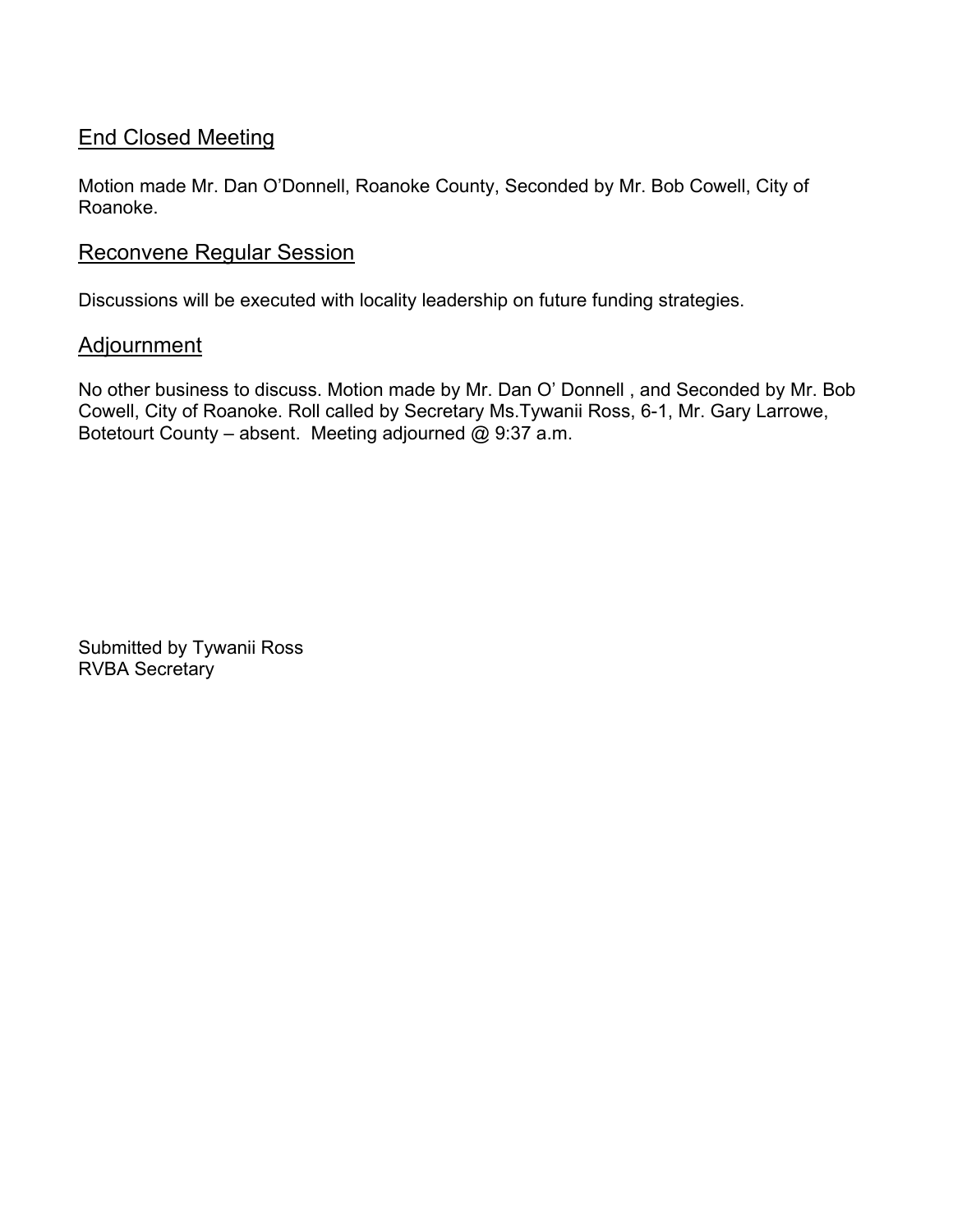## End Closed Meeting

Motion made Mr. Dan O'Donnell, Roanoke County, Seconded by Mr. Bob Cowell, City of Roanoke.

## Reconvene Regular Session

Discussions will be executed with locality leadership on future funding strategies.

## Adjournment

No other business to discuss. Motion made by Mr. Dan O' Donnell , and Seconded by Mr. Bob Cowell, City of Roanoke. Roll called by Secretary Ms.Tywanii Ross, 6-1, Mr. Gary Larrowe, Botetourt County – absent. Meeting adjourned @ 9:37 a.m.

Submitted by Tywanii Ross
RVBA Secretary